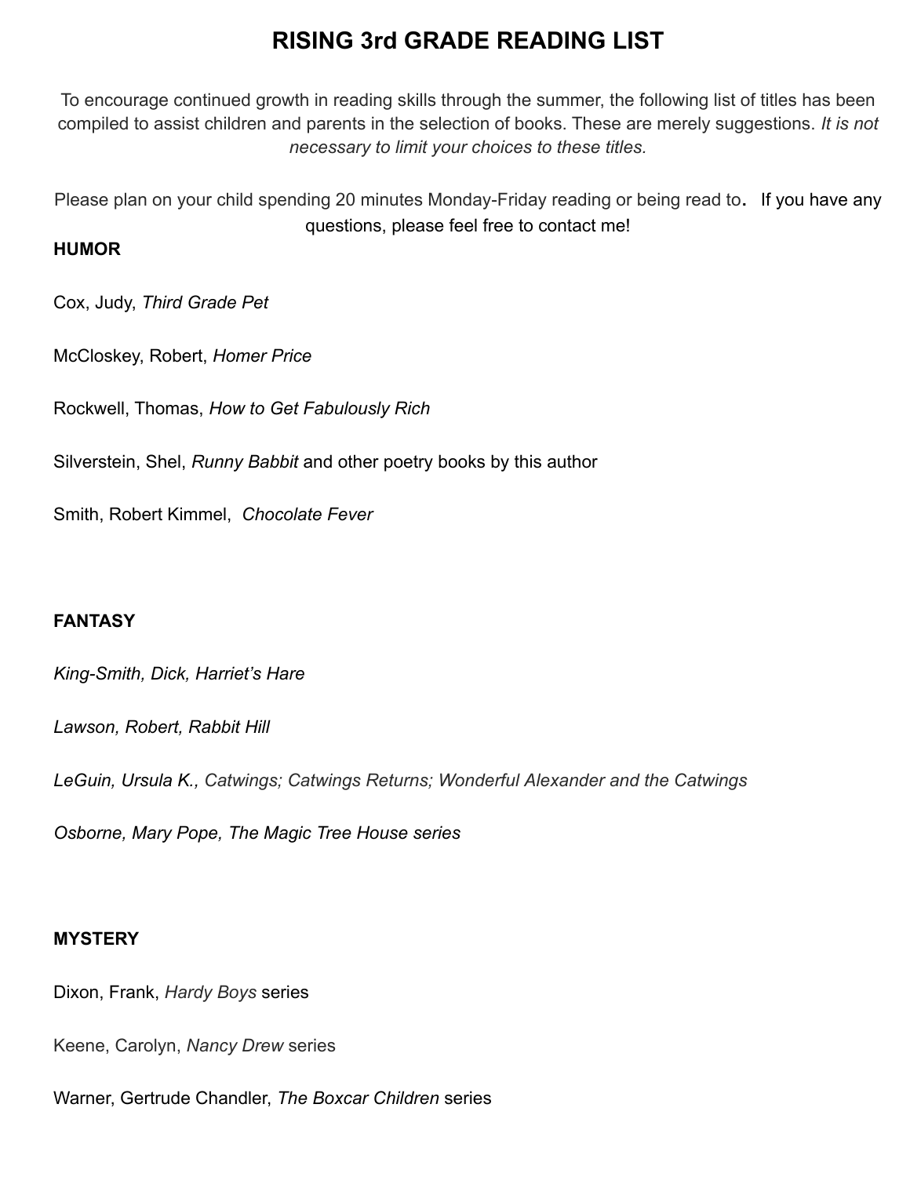# RISING 3rd GRADE READING LIST

To encourage continued growth in reading skills through the summer, the following list of titles has been compiled to assist children and parents in the selection of books. These are merely suggestions. *It is not necessary to limit your choices to these titles.*

Please plan on your child spending 20 minutes Monday-Friday reading or being read to. If you have any questions, please feel free to contact me!

**HUMOR**

Cox, Judy, *Third Grade Pet*

McCloskey, Robert, *Homer Price*

Rockwell, Thomas, *How to Get Fabulously Rich*

Silverstein, Shel, *Runny Babbit* and other poetry books by this author

Smith, Robert Kimmel, *Chocolate Fever*

**FANTASY**

*King-Smith, Dick, Harriet's Hare*

*Lawson, Robert, Rabbit Hill*

*LeGuin, Ursula K., Catwings; Catwings Returns; Wonderful Alexander and the Catwings*

*Osborne, Mary Pope, The Magic Tree House series*

**MYSTERY**

Dixon, Frank, *Hardy Boys* series

Keene, Carolyn, *Nancy Drew* series

Warner, Gertrude Chandler, *The Boxcar Children* series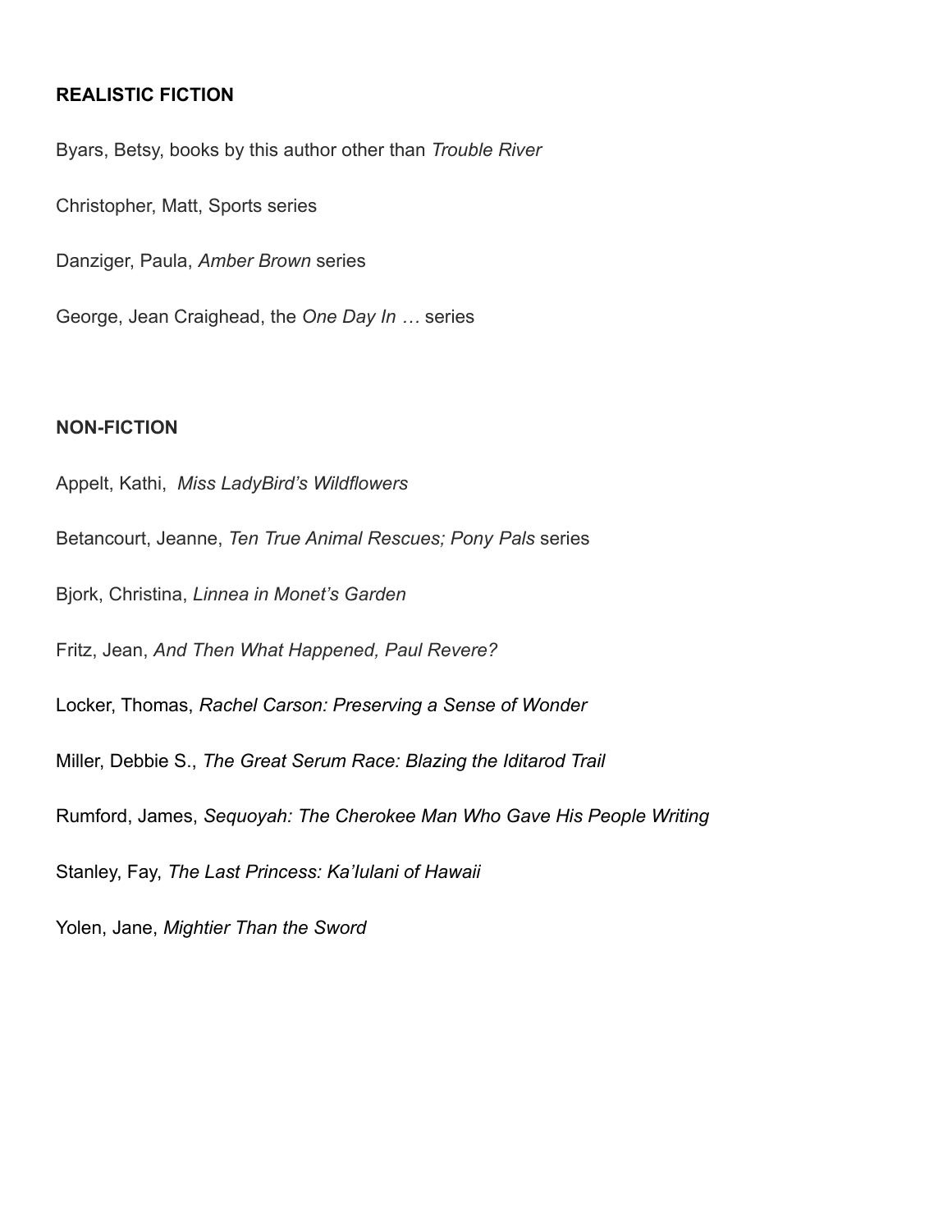**REALISTIC FICTION**

Byars, Betsy, books by this author other than *Trouble River*

Christopher, Matt, Sports series

Danziger, Paula, *Amber Brown* series

George, Jean Craighead, the *One Day In …* series

**NON-FICTION**

Appelt, Kathi, *Miss LadyBird's Wildflowers*

Betancourt, Jeanne, *Ten True Animal Rescues; Pony Pals* series

Bjork, Christina, *Linnea in Monet's Garden*

Fritz, Jean, *And Then What Happened, Paul Revere?*

Locker, Thomas, *Rachel Carson: Preserving a Sense of Wonder*

Miller, Debbie S., *The Great Serum Race: Blazing the Iditarod Trail*

Rumford, James, *Sequoyah: The Cherokee Man Who Gave His People Writing*

Stanley, Fay, *The Last Princess: Ka'Iulani of Hawaii*

Yolen, Jane, *Mightier Than the Sword*